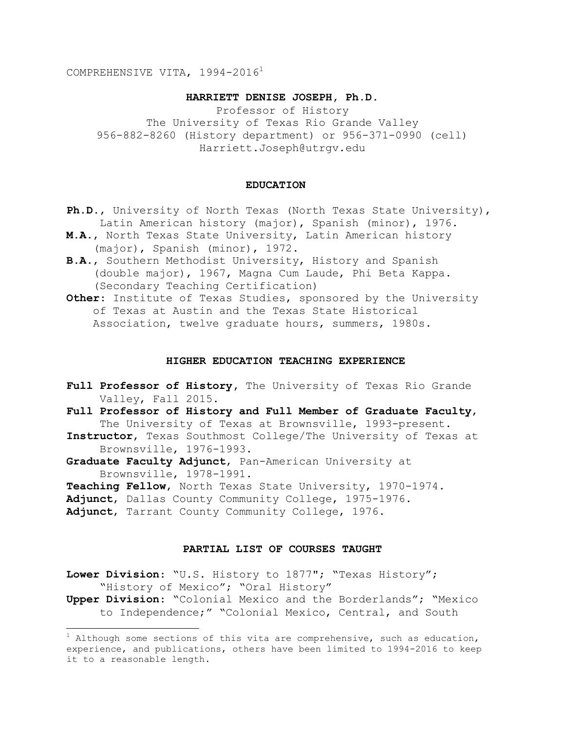COMPREHENSIVE VITA, 1994-2016[1]

# HARRIETT DENISE JOSEPH, Ph.D.

Professor of History
The University of Texas Rio Grande Valley
956-882-8260 (History department) or 956-371-0990 (cell)
Harriett.Joseph@utrgv.edu

## EDUCATION

**Ph.D.**, University of North Texas (North Texas State University), Latin American history (major), Spanish (minor), 1976.
**M.A.**, North Texas State University, Latin American history (major), Spanish (minor), 1972.
**B.A.**, Southern Methodist University, History and Spanish (double major), 1967, Magna Cum Laude, Phi Beta Kappa. (Secondary Teaching Certification)
**Other:** Institute of Texas Studies, sponsored by the University of Texas at Austin and the Texas State Historical Association, twelve graduate hours, summers, 1980s.

## HIGHER EDUCATION TEACHING EXPERIENCE

**Full Professor of History**, The University of Texas Rio Grande Valley, Fall 2015.
**Full Professor of History and Full Member of Graduate Faculty**, The University of Texas at Brownsville, 1993-present.
**Instructor**, Texas Southmost College/The University of Texas at Brownsville, 1976-1993.
**Graduate Faculty Adjunct**, Pan-American University at Brownsville, 1978-1991.
**Teaching Fellow**, North Texas State University, 1970-1974.
**Adjunct**, Dallas County Community College, 1975-1976.
**Adjunct**, Tarrant County Community College, 1976.

## PARTIAL LIST OF COURSES TAUGHT

**Lower Division:** "U.S. History to 1877"; "Texas History"; "History of Mexico"; "Oral History"
**Upper Division:** "Colonial Mexico and the Borderlands"; "Mexico to Independence;" "Colonial Mexico, Central, and South

[1] Although some sections of this vita are comprehensive, such as education, experience, and publications, others have been limited to 1994-2016 to keep it to a reasonable length.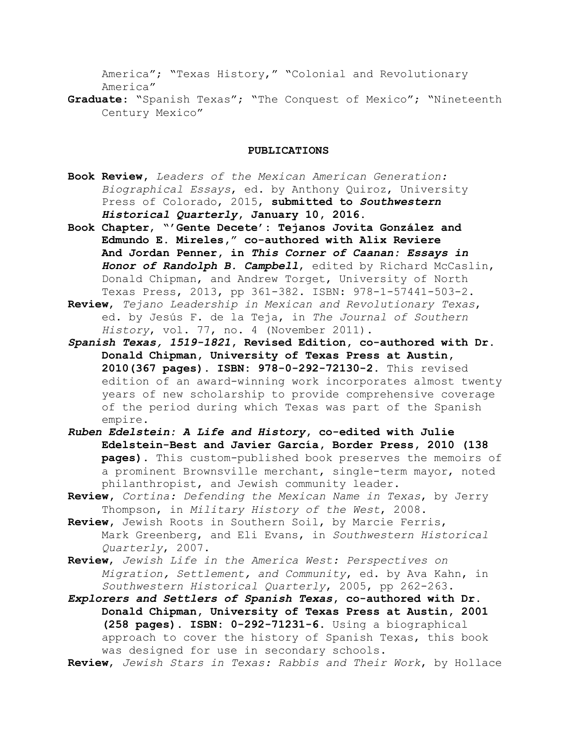America"; "Texas History," "Colonial and Revolutionary America"

**Graduate:** "Spanish Texas"; "The Conquest of Mexico"; "Nineteenth Century Mexico"

## PUBLICATIONS

**Book Review**, *Leaders of the Mexican American Generation: Biographical Essays*, ed. by Anthony Quiroz, University Press of Colorado, 2015, **submitted to *Southwestern Historical Quarterly*, January 10, 2016.**

**Book Chapter, "'Gente Decete': Tejanos Jovita González and Edmundo E. Mireles," co-authored with Alix Reviere And Jordan Penner, in *This Corner of Caanan: Essays in Honor of Randolph B. Campbell***, edited by Richard McCaslin, Donald Chipman, and Andrew Torget, University of North Texas Press, 2013, pp 361-382. ISBN: 978-1-57441-503-2.

**Review**, *Tejano Leadership in Mexican and Revolutionary Texas*, ed. by Jesús F. de la Teja, in *The Journal of Southern History*, vol. 77, no. 4 (November 2011).

***Spanish Texas, 1519-1821*, Revised Edition, co-authored with Dr. Donald Chipman, University of Texas Press at Austin, 2010(367 pages). ISBN: 978-0-292-72130-2.** This revised edition of an award-winning work incorporates almost twenty years of new scholarship to provide comprehensive coverage of the period during which Texas was part of the Spanish empire.

***Ruben Edelstein: A Life and History*, co-edited with Julie Edelstein-Best and Javier García, Border Press, 2010 (138 pages).** This custom-published book preserves the memoirs of a prominent Brownsville merchant, single-term mayor, noted philanthropist, and Jewish community leader.

**Review**, *Cortina: Defending the Mexican Name in Texas*, by Jerry Thompson, in *Military History of the West*, 2008.

**Review**, Jewish Roots in Southern Soil, by Marcie Ferris, Mark Greenberg, and Eli Evans, in *Southwestern Historical Quarterly*, 2007.

**Review**, *Jewish Life in the America West: Perspectives on Migration, Settlement, and Community*, ed. by Ava Kahn, in *Southwestern Historical Quarterly*, 2005, pp 262-263.

***Explorers and Settlers of Spanish Texas*, co-authored with Dr. Donald Chipman, University of Texas Press at Austin, 2001 (258 pages). ISBN: 0-292-71231-6.** Using a biographical approach to cover the history of Spanish Texas, this book was designed for use in secondary schools.

**Review**, *Jewish Stars in Texas: Rabbis and Their Work*, by Hollace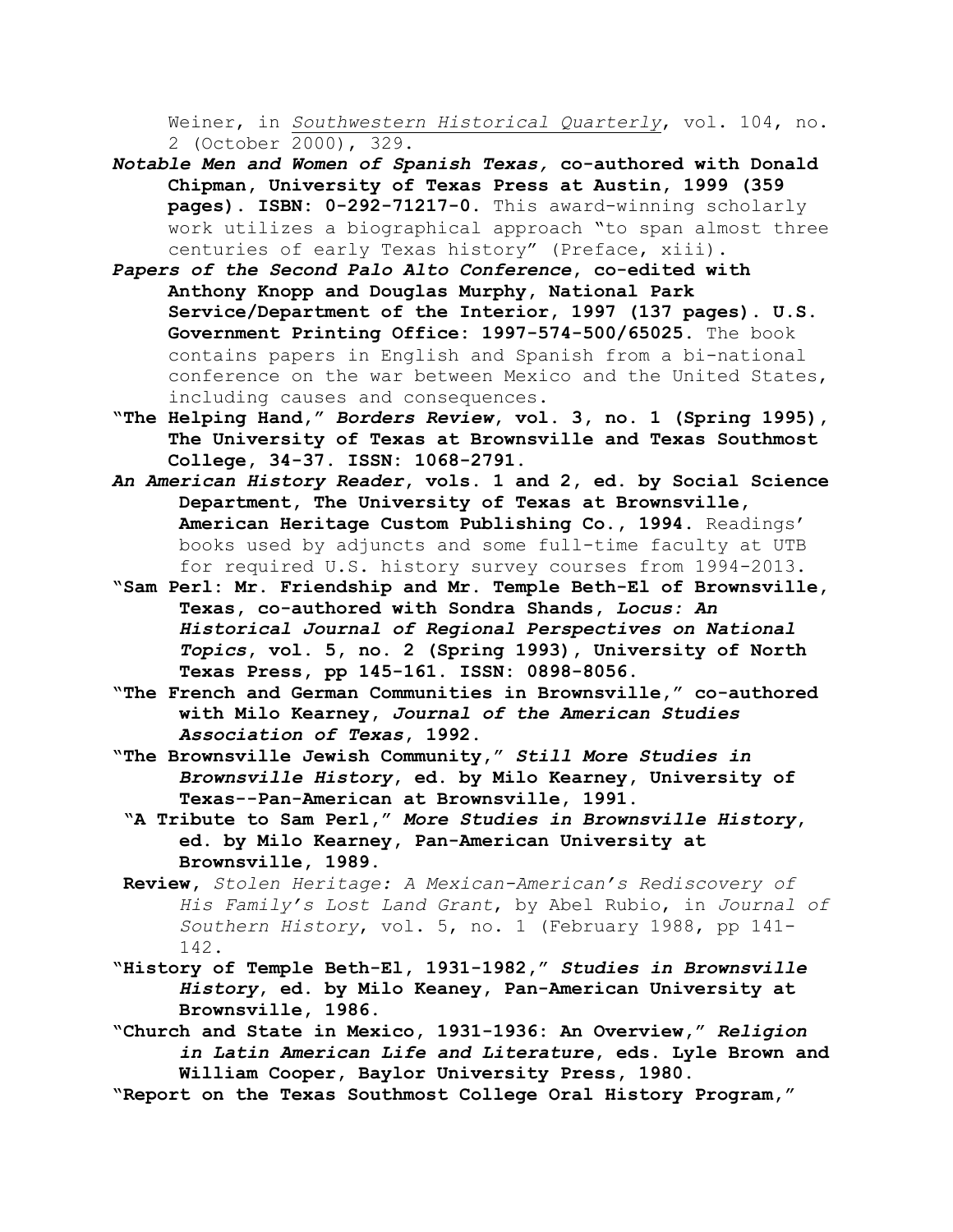Weiner, in *Southwestern Historical Quarterly*, vol. 104, no. 2 (October 2000), 329.

***Notable Men and Women of Spanish Texas,* co-authored with Donald Chipman, University of Texas Press at Austin, 1999 (359 pages). ISBN: 0-292-71217-0.** This award-winning scholarly work utilizes a biographical approach "to span almost three centuries of early Texas history" (Preface, xiii).

***Papers of the Second Palo Alto Conference*, co-edited with Anthony Knopp and Douglas Murphy, National Park Service/Department of the Interior, 1997 (137 pages). U.S. Government Printing Office: 1997-574-500/65025.** The book contains papers in English and Spanish from a bi-national conference on the war between Mexico and the United States, including causes and consequences.

**"The Helping Hand," *Borders Review*, vol. 3, no. 1 (Spring 1995), The University of Texas at Brownsville and Texas Southmost College, 34-37. ISSN: 1068-2791.**

***An American History Reader*, vols. 1 and 2, ed. by Social Science Department, The University of Texas at Brownsville, American Heritage Custom Publishing Co., 1994.** Readings' books used by adjuncts and some full-time faculty at UTB for required U.S. history survey courses from 1994-2013.

**"Sam Perl: Mr. Friendship and Mr. Temple Beth-El of Brownsville, Texas, co-authored with Sondra Shands, *Locus: An Historical Journal of Regional Perspectives on National Topics*, vol. 5, no. 2 (Spring 1993), University of North Texas Press, pp 145-161. ISSN: 0898-8056.**

**"The French and German Communities in Brownsville," co-authored with Milo Kearney, *Journal of the American Studies Association of Texas*, 1992.**

**"The Brownsville Jewish Community," *Still More Studies in Brownsville History*, ed. by Milo Kearney, University of Texas--Pan-American at Brownsville, 1991.**

**"A Tribute to Sam Perl," *More Studies in Brownsville History*, ed. by Milo Kearney, Pan-American University at Brownsville, 1989.**

**Review,** *Stolen Heritage: A Mexican-American's Rediscovery of His Family's Lost Land Grant*, by Abel Rubio, in *Journal of Southern History*, vol. 5, no. 1 (February 1988, pp 141-142.

**"History of Temple Beth-El, 1931-1982," *Studies in Brownsville History*, ed. by Milo Keaney, Pan-American University at Brownsville, 1986.**

**"Church and State in Mexico, 1931-1936: An Overview," *Religion in Latin American Life and Literature*, eds. Lyle Brown and William Cooper, Baylor University Press, 1980.**

**"Report on the Texas Southmost College Oral History Program,"**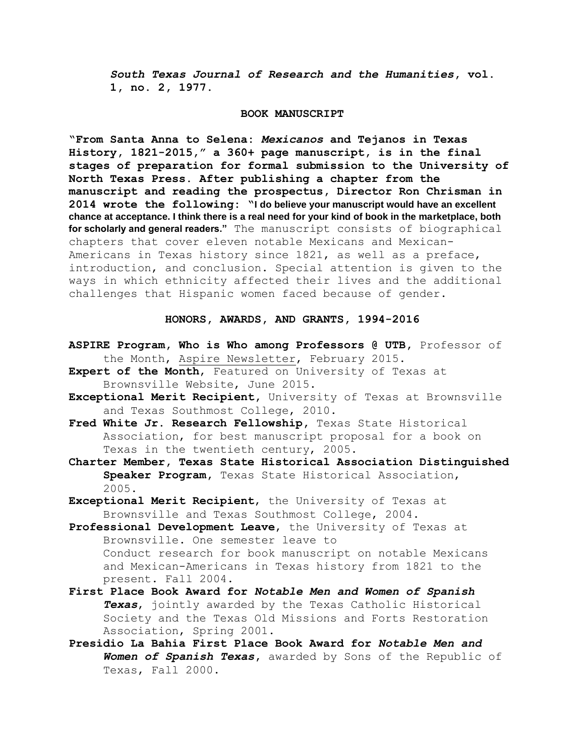***South Texas Journal of Research and the Humanities*, vol. 1, no. 2, 1977.**

## BOOK MANUSCRIPT

**"From Santa Anna to Selena: *Mexicanos* and Tejanos in Texas History, 1821-2015," a 360+ page manuscript, is in the final stages of preparation for formal submission to the University of North Texas Press. After publishing a chapter from the manuscript and reading the prospectus, Director Ron Chrisman in 2014 wrote the following: "I do believe your manuscript would have an excellent chance at acceptance. I think there is a real need for your kind of book in the marketplace, both for scholarly and general readers."** The manuscript consists of biographical chapters that cover eleven notable Mexicans and Mexican-Americans in Texas history since 1821, as well as a preface, introduction, and conclusion. Special attention is given to the ways in which ethnicity affected their lives and the additional challenges that Hispanic women faced because of gender.

## HONORS, AWARDS, AND GRANTS, 1994-2016

**ASPIRE Program, Who is Who among Professors @ UTB**, Professor of the Month, Aspire Newsletter, February 2015.

**Expert of the Month**, Featured on University of Texas at Brownsville Website, June 2015.

**Exceptional Merit Recipient**, University of Texas at Brownsville and Texas Southmost College, 2010.

**Fred White Jr. Research Fellowship**, Texas State Historical Association, for best manuscript proposal for a book on Texas in the twentieth century, 2005.

**Charter Member, Texas State Historical Association Distinguished Speaker Program**, Texas State Historical Association, 2005.

**Exceptional Merit Recipient**, the University of Texas at Brownsville and Texas Southmost College, 2004.

**Professional Development Leave**, the University of Texas at Brownsville. One semester leave to Conduct research for book manuscript on notable Mexicans and Mexican-Americans in Texas history from 1821 to the present. Fall 2004.

**First Place Book Award for *Notable Men and Women of Spanish Texas***, jointly awarded by the Texas Catholic Historical Society and the Texas Old Missions and Forts Restoration Association, Spring 2001.

**Presidio La Bahia First Place Book Award for *Notable Men and Women of Spanish Texas***, awarded by Sons of the Republic of Texas, Fall 2000.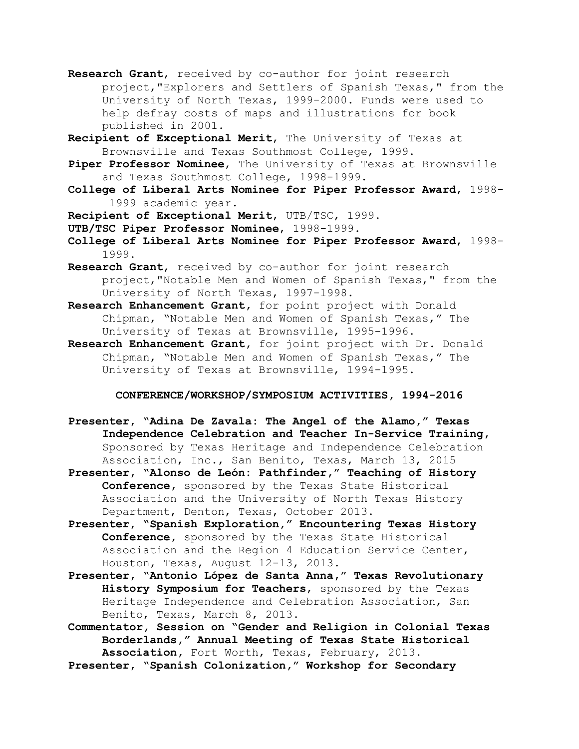**Research Grant**, received by co-author for joint research project,"Explorers and Settlers of Spanish Texas," from the University of North Texas, 1999-2000. Funds were used to help defray costs of maps and illustrations for book published in 2001.

**Recipient of Exceptional Merit**, The University of Texas at Brownsville and Texas Southmost College, 1999.

**Piper Professor Nominee**, The University of Texas at Brownsville and Texas Southmost College, 1998-1999.

**College of Liberal Arts Nominee for Piper Professor Award**, 1998-1999 academic year.

**Recipient of Exceptional Merit**, UTB/TSC, 1999.

**UTB/TSC Piper Professor Nominee**, 1998-1999.

**College of Liberal Arts Nominee for Piper Professor Award**, 1998-1999.

**Research Grant**, received by co-author for joint research project,"Notable Men and Women of Spanish Texas," from the University of North Texas, 1997-1998.

**Research Enhancement Grant**, for point project with Donald Chipman, "Notable Men and Women of Spanish Texas," The University of Texas at Brownsville, 1995-1996.

**Research Enhancement Grant**, for joint project with Dr. Donald Chipman, "Notable Men and Women of Spanish Texas," The University of Texas at Brownsville, 1994-1995.

## CONFERENCE/WORKSHOP/SYMPOSIUM ACTIVITIES, 1994-2016

**Presenter, "Adina De Zavala: The Angel of the Alamo," Texas Independence Celebration and Teacher In-Service Training**, Sponsored by Texas Heritage and Independence Celebration Association, Inc., San Benito, Texas, March 13, 2015

**Presenter, "Alonso de León: Pathfinder," Teaching of History Conference**, sponsored by the Texas State Historical Association and the University of North Texas History Department, Denton, Texas, October 2013.

**Presenter, "Spanish Exploration," Encountering Texas History Conference**, sponsored by the Texas State Historical Association and the Region 4 Education Service Center, Houston, Texas, August 12-13, 2013.

**Presenter, "Antonio López de Santa Anna," Texas Revolutionary History Symposium for Teachers**, sponsored by the Texas Heritage Independence and Celebration Association, San Benito, Texas, March 8, 2013.

**Commentator, Session on "Gender and Religion in Colonial Texas Borderlands," Annual Meeting of Texas State Historical Association**, Fort Worth, Texas, February, 2013.

**Presenter, "Spanish Colonization," Workshop for Secondary**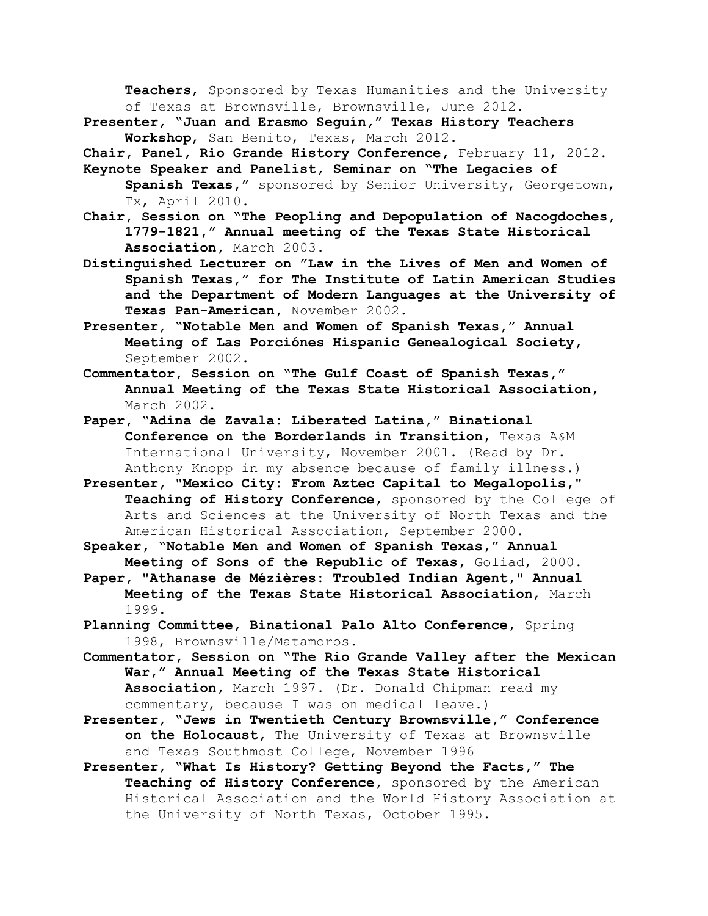**Teachers**, Sponsored by Texas Humanities and the University of Texas at Brownsville, Brownsville, June 2012.

**Presenter, "Juan and Erasmo Seguín," Texas History Teachers Workshop**, San Benito, Texas, March 2012.

**Chair, Panel, Rio Grande History Conference**, February 11, 2012.

**Keynote Speaker and Panelist, Seminar on "The Legacies of Spanish Texas,"** sponsored by Senior University, Georgetown, Tx, April 2010.

**Chair, Session on "The Peopling and Depopulation of Nacogdoches, 1779-1821," Annual meeting of the Texas State Historical Association**, March 2003.

**Distinguished Lecturer on "Law in the Lives of Men and Women of Spanish Texas," for The Institute of Latin American Studies and the Department of Modern Languages at the University of Texas Pan-American**, November 2002.

**Presenter, "Notable Men and Women of Spanish Texas," Annual Meeting of Las Porciónes Hispanic Genealogical Society**, September 2002.

**Commentator, Session on "The Gulf Coast of Spanish Texas," Annual Meeting of the Texas State Historical Association**, March 2002.

**Paper, "Adina de Zavala: Liberated Latina," Binational Conference on the Borderlands in Transition**, Texas A&M International University, November 2001. (Read by Dr. Anthony Knopp in my absence because of family illness.)

**Presenter, "Mexico City: From Aztec Capital to Megalopolis," Teaching of History Conference**, sponsored by the College of Arts and Sciences at the University of North Texas and the American Historical Association, September 2000.

**Speaker, "Notable Men and Women of Spanish Texas," Annual Meeting of Sons of the Republic of Texas**, Goliad, 2000.

**Paper, "Athanase de Mézières: Troubled Indian Agent," Annual Meeting of the Texas State Historical Association**, March 1999.

**Planning Committee, Binational Palo Alto Conference**, Spring 1998, Brownsville/Matamoros.

**Commentator, Session on "The Rio Grande Valley after the Mexican War," Annual Meeting of the Texas State Historical Association**, March 1997. (Dr. Donald Chipman read my commentary, because I was on medical leave.)

**Presenter, "Jews in Twentieth Century Brownsville," Conference on the Holocaust**, The University of Texas at Brownsville and Texas Southmost College, November 1996

**Presenter, "What Is History? Getting Beyond the Facts," The Teaching of History Conference**, sponsored by the American Historical Association and the World History Association at the University of North Texas, October 1995.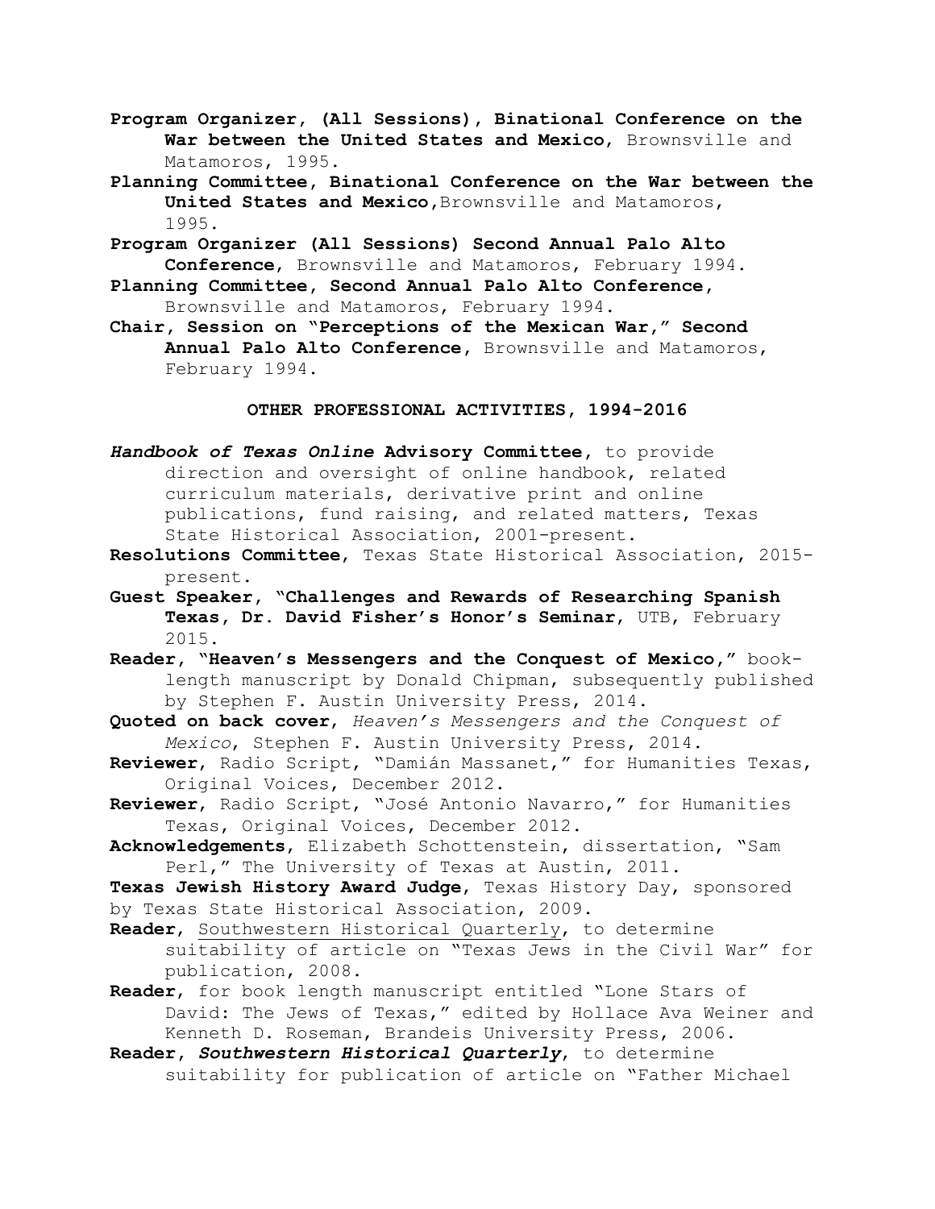**Program Organizer, (All Sessions), Binational Conference on the War between the United States and Mexico**, Brownsville and Matamoros, 1995.

**Planning Committee, Binational Conference on the War between the United States and Mexico**,Brownsville and Matamoros, 1995.

**Program Organizer (All Sessions) Second Annual Palo Alto Conference**, Brownsville and Matamoros, February 1994.

**Planning Committee, Second Annual Palo Alto Conference**, Brownsville and Matamoros, February 1994.

**Chair, Session on "Perceptions of the Mexican War," Second Annual Palo Alto Conference**, Brownsville and Matamoros, February 1994.

## OTHER PROFESSIONAL ACTIVITIES, 1994-2016

***Handbook of Texas Online* Advisory Committee**, to provide direction and oversight of online handbook, related curriculum materials, derivative print and online publications, fund raising, and related matters, Texas State Historical Association, 2001-present.

**Resolutions Committee**, Texas State Historical Association, 2015-present.

**Guest Speaker, "Challenges and Rewards of Researching Spanish Texas, Dr. David Fisher's Honor's Seminar**, UTB, February 2015.

**Reader, "Heaven's Messengers and the Conquest of Mexico,"** book-length manuscript by Donald Chipman, subsequently published by Stephen F. Austin University Press, 2014.

**Quoted on back cover**, *Heaven's Messengers and the Conquest of Mexico*, Stephen F. Austin University Press, 2014.

**Reviewer**, Radio Script, "Damián Massanet," for Humanities Texas, Original Voices, December 2012.

**Reviewer**, Radio Script, "José Antonio Navarro," for Humanities Texas, Original Voices, December 2012.

**Acknowledgements**, Elizabeth Schottenstein, dissertation, "Sam Perl," The University of Texas at Austin, 2011.

**Texas Jewish History Award Judge**, Texas History Day, sponsored by Texas State Historical Association, 2009.

**Reader**, Southwestern Historical Quarterly, to determine suitability of article on "Texas Jews in the Civil War" for publication, 2008.

**Reader**, for book length manuscript entitled "Lone Stars of David: The Jews of Texas," edited by Hollace Ava Weiner and Kenneth D. Roseman, Brandeis University Press, 2006.

**Reader, *Southwestern Historical Quarterly***, to determine suitability for publication of article on "Father Michael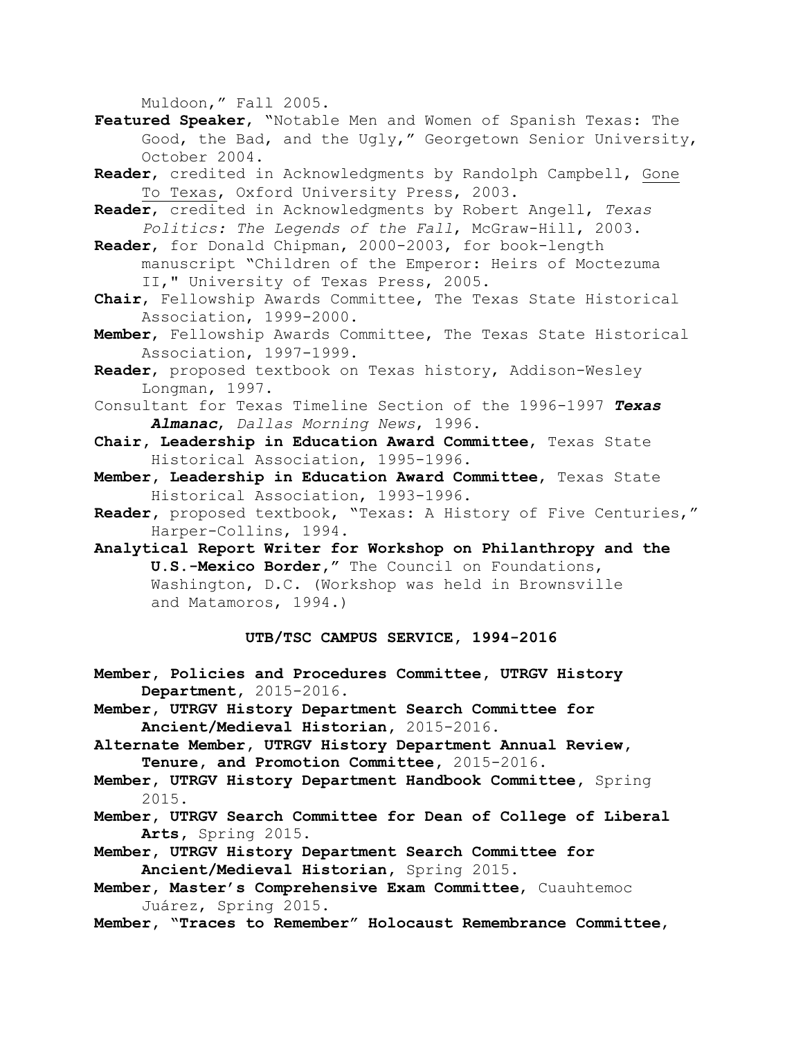Muldoon," Fall 2005.

**Featured Speaker**, "Notable Men and Women of Spanish Texas: The Good, the Bad, and the Ugly," Georgetown Senior University, October 2004.

**Reader**, credited in Acknowledgments by Randolph Campbell, Gone To Texas, Oxford University Press, 2003.

**Reader**, credited in Acknowledgments by Robert Angell, *Texas Politics: The Legends of the Fall*, McGraw-Hill, 2003.

**Reader**, for Donald Chipman, 2000-2003, for book-length manuscript "Children of the Emperor: Heirs of Moctezuma II," University of Texas Press, 2005.

**Chair**, Fellowship Awards Committee, The Texas State Historical Association, 1999-2000.

**Member**, Fellowship Awards Committee, The Texas State Historical Association, 1997-1999.

**Reader**, proposed textbook on Texas history, Addison-Wesley Longman, 1997.

Consultant for Texas Timeline Section of the 1996-1997 ***Texas Almanac***, *Dallas Morning News*, 1996.

**Chair, Leadership in Education Award Committee**, Texas State Historical Association, 1995-1996.

**Member, Leadership in Education Award Committee**, Texas State Historical Association, 1993-1996.

**Reader**, proposed textbook, "Texas: A History of Five Centuries," Harper-Collins, 1994.

**Analytical Report Writer for Workshop on Philanthropy and the U.S.-Mexico Border,"** The Council on Foundations, Washington, D.C. (Workshop was held in Brownsville and Matamoros, 1994.)

## UTB/TSC CAMPUS SERVICE, 1994-2016

**Member, Policies and Procedures Committee, UTRGV History Department**, 2015-2016.

**Member, UTRGV History Department Search Committee for Ancient/Medieval Historian**, 2015-2016.

**Alternate Member, UTRGV History Department Annual Review, Tenure, and Promotion Committee**, 2015-2016.

**Member, UTRGV History Department Handbook Committee**, Spring 2015.

**Member, UTRGV Search Committee for Dean of College of Liberal Arts**, Spring 2015.

**Member, UTRGV History Department Search Committee for Ancient/Medieval Historian**, Spring 2015.

**Member, Master's Comprehensive Exam Committee**, Cuauhtemoc Juárez, Spring 2015.

**Member, "Traces to Remember" Holocaust Remembrance Committee,**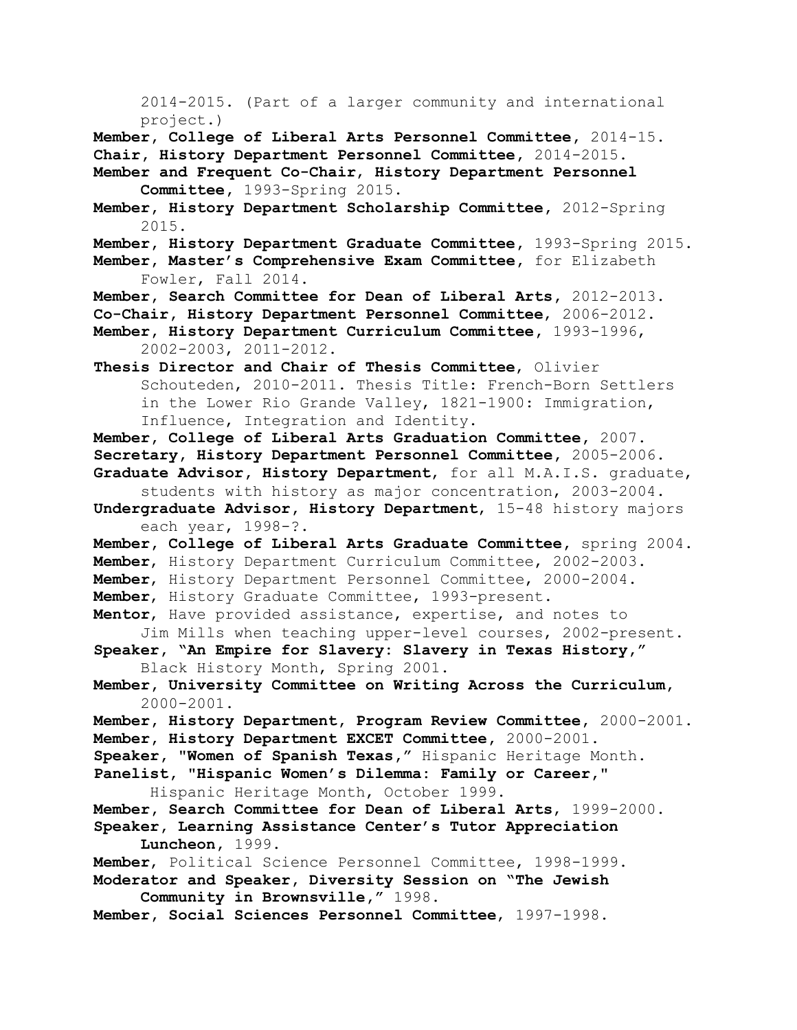2014-2015. (Part of a larger community and international project.)

**Member, College of Liberal Arts Personnel Committee**, 2014-15.

**Chair, History Department Personnel Committee**, 2014-2015.

**Member and Frequent Co-Chair, History Department Personnel Committee**, 1993-Spring 2015.

**Member, History Department Scholarship Committee**, 2012-Spring 2015.

**Member, History Department Graduate Committee**, 1993-Spring 2015.

**Member, Master's Comprehensive Exam Committee**, for Elizabeth Fowler, Fall 2014.

**Member, Search Committee for Dean of Liberal Arts**, 2012-2013.

**Co-Chair, History Department Personnel Committee**, 2006-2012.

**Member, History Department Curriculum Committee**, 1993-1996, 2002-2003, 2011-2012.

**Thesis Director and Chair of Thesis Committee**, Olivier Schouteden, 2010-2011. Thesis Title: French-Born Settlers in the Lower Rio Grande Valley, 1821-1900: Immigration, Influence, Integration and Identity.

**Member, College of Liberal Arts Graduation Committee**, 2007.

**Secretary, History Department Personnel Committee**, 2005-2006.

**Graduate Advisor, History Department**, for all M.A.I.S. graduate, students with history as major concentration, 2003-2004.

**Undergraduate Advisor, History Department**, 15-48 history majors each year, 1998-?.

**Member, College of Liberal Arts Graduate Committee**, spring 2004.

**Member**, History Department Curriculum Committee, 2002-2003.

**Member**, History Department Personnel Committee, 2000-2004.

**Member**, History Graduate Committee, 1993-present.

**Mentor**, Have provided assistance, expertise, and notes to Jim Mills when teaching upper-level courses, 2002-present.

**Speaker, "An Empire for Slavery: Slavery in Texas History,"** Black History Month, Spring 2001.

**Member, University Committee on Writing Across the Curriculum**, 2000-2001.

**Member, History Department, Program Review Committee**, 2000-2001.

**Member, History Department EXCET Committee**, 2000-2001.

**Speaker, "Women of Spanish Texas,"** Hispanic Heritage Month.

**Panelist, "Hispanic Women's Dilemma: Family or Career,"** Hispanic Heritage Month, October 1999.

**Member, Search Committee for Dean of Liberal Arts**, 1999-2000.

**Speaker, Learning Assistance Center's Tutor Appreciation Luncheon**, 1999.

**Member**, Political Science Personnel Committee, 1998-1999.

**Moderator and Speaker, Diversity Session on "The Jewish Community in Brownsville,"** 1998.

**Member, Social Sciences Personnel Committee**, 1997-1998.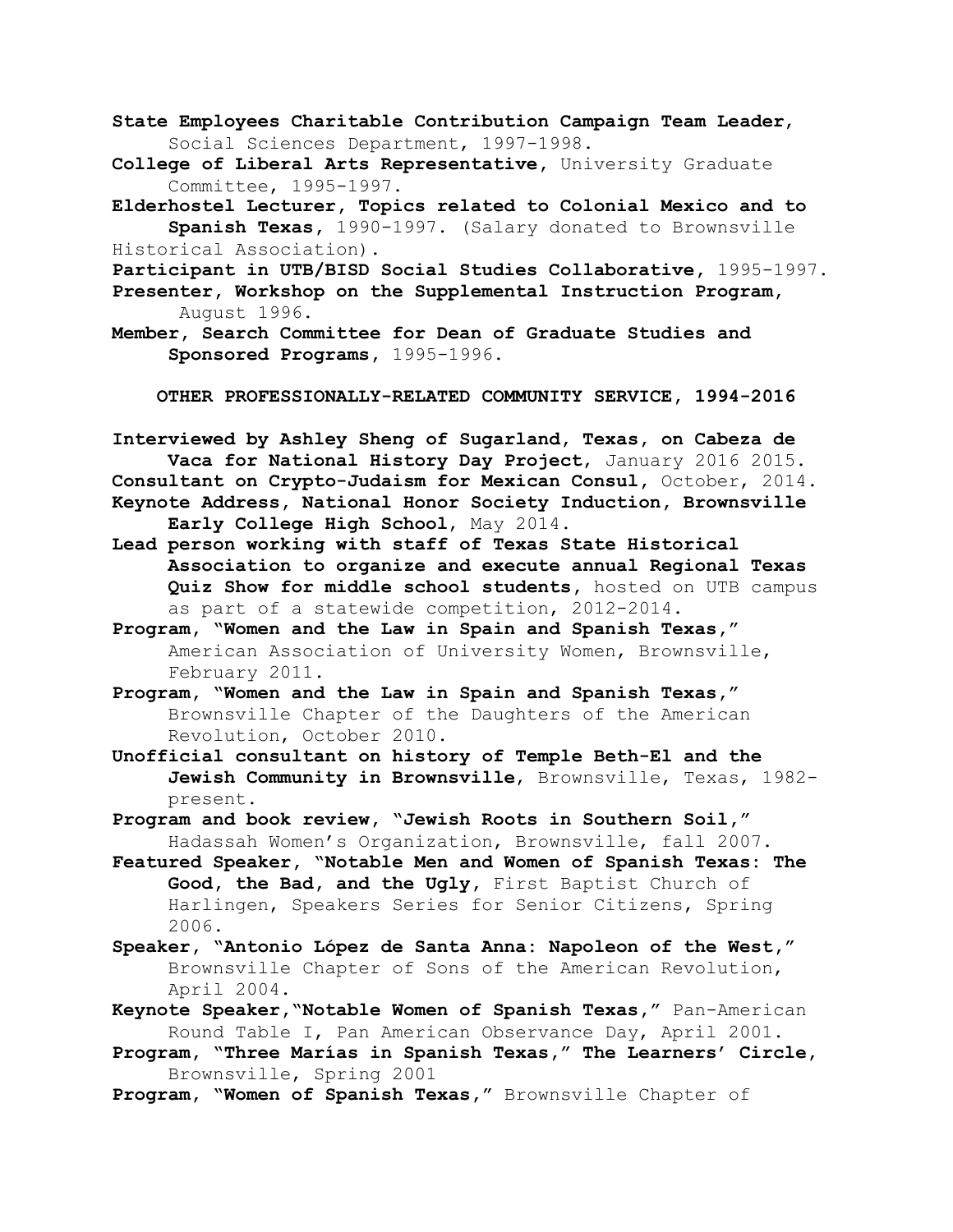**State Employees Charitable Contribution Campaign Team Leader**, Social Sciences Department, 1997-1998.

**College of Liberal Arts Representative**, University Graduate Committee, 1995-1997.

**Elderhostel Lecturer, Topics related to Colonial Mexico and to Spanish Texas**, 1990-1997. (Salary donated to Brownsville Historical Association).

**Participant in UTB/BISD Social Studies Collaborative**, 1995-1997.

**Presenter, Workshop on the Supplemental Instruction Program**, August 1996.

**Member, Search Committee for Dean of Graduate Studies and Sponsored Programs**, 1995-1996.

## OTHER PROFESSIONALLY-RELATED COMMUNITY SERVICE, 1994-2016

**Interviewed by Ashley Sheng of Sugarland, Texas, on Cabeza de Vaca for National History Day Project**, January 2016 2015.

**Consultant on Crypto-Judaism for Mexican Consul**, October, 2014.

**Keynote Address, National Honor Society Induction, Brownsville Early College High School**, May 2014.

**Lead person working with staff of Texas State Historical Association to organize and execute annual Regional Texas Quiz Show for middle school students**, hosted on UTB campus as part of a statewide competition, 2012-2014.

**Program, "Women and the Law in Spain and Spanish Texas,"** American Association of University Women, Brownsville, February 2011.

**Program, "Women and the Law in Spain and Spanish Texas,"** Brownsville Chapter of the Daughters of the American Revolution, October 2010.

**Unofficial consultant on history of Temple Beth-El and the Jewish Community in Brownsville**, Brownsville, Texas, 1982-present.

**Program and book review, "Jewish Roots in Southern Soil,"** Hadassah Women's Organization, Brownsville, fall 2007.

**Featured Speaker, "Notable Men and Women of Spanish Texas: The Good, the Bad, and the Ugly,** First Baptist Church of Harlingen, Speakers Series for Senior Citizens, Spring 2006.

**Speaker, "Antonio López de Santa Anna: Napoleon of the West,"** Brownsville Chapter of Sons of the American Revolution, April 2004.

**Keynote Speaker,"Notable Women of Spanish Texas,"** Pan-American Round Table I, Pan American Observance Day, April 2001.

**Program, "Three Marías in Spanish Texas," The Learners' Circle**, Brownsville, Spring 2001

**Program, "Women of Spanish Texas,"** Brownsville Chapter of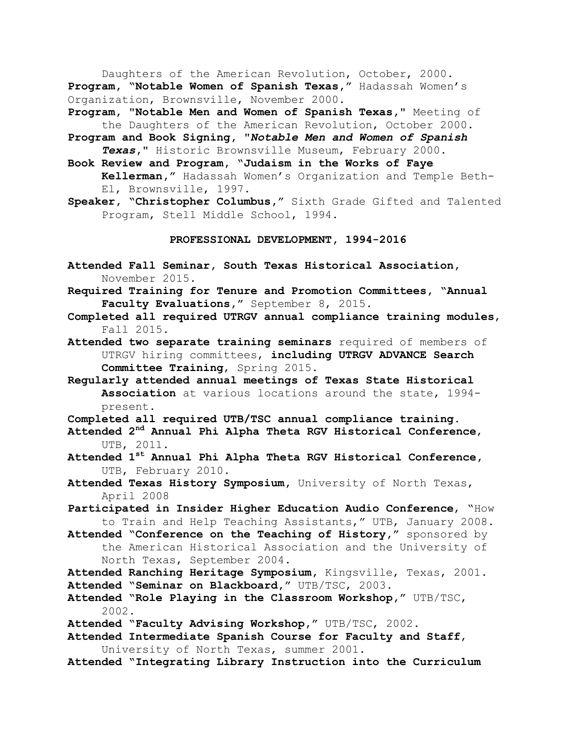Daughters of the American Revolution, October, 2000.

**Program, "Notable Women of Spanish Texas,"** Hadassah Women's Organization, Brownsville, November 2000.

**Program, "Notable Men and Women of Spanish Texas,"** Meeting of the Daughters of the American Revolution, October 2000.

**Program and Book Signing, "*Notable Men and Women of Spanish Texas*,"** Historic Brownsville Museum, February 2000.

**Book Review and Program, "Judaism in the Works of Faye Kellerman,"** Hadassah Women's Organization and Temple Beth-El, Brownsville, 1997.

**Speaker, "Christopher Columbus,"** Sixth Grade Gifted and Talented Program, Stell Middle School, 1994.

## PROFESSIONAL DEVELOPMENT, 1994-2016

**Attended Fall Seminar, South Texas Historical Association,** November 2015.

**Required Training for Tenure and Promotion Committees, "Annual Faculty Evaluations,"** September 8, 2015.

**Completed all required UTRGV annual compliance training modules,** Fall 2015.

**Attended two separate training seminars** required of members of UTRGV hiring committees, **including UTRGV ADVANCE Search Committee Training**, Spring 2015.

**Regularly attended annual meetings of Texas State Historical Association** at various locations around the state, 1994-present.

**Completed all required UTB/TSC annual compliance training.**

**Attended 2nd Annual Phi Alpha Theta RGV Historical Conference,** UTB, 2011.

**Attended 1st Annual Phi Alpha Theta RGV Historical Conference,** UTB, February 2010.

**Attended Texas History Symposium**, University of North Texas, April 2008

**Participated in Insider Higher Education Audio Conference**, "How to Train and Help Teaching Assistants," UTB, January 2008.

**Attended "Conference on the Teaching of History,"** sponsored by the American Historical Association and the University of North Texas, September 2004.

**Attended Ranching Heritage Symposium**, Kingsville, Texas, 2001.

**Attended "Seminar on Blackboard,"** UTB/TSC, 2003.

**Attended "Role Playing in the Classroom Workshop,"** UTB/TSC, 2002.

**Attended "Faculty Advising Workshop,"** UTB/TSC, 2002.

**Attended Intermediate Spanish Course for Faculty and Staff,** University of North Texas, summer 2001.

**Attended "Integrating Library Instruction into the Curriculum**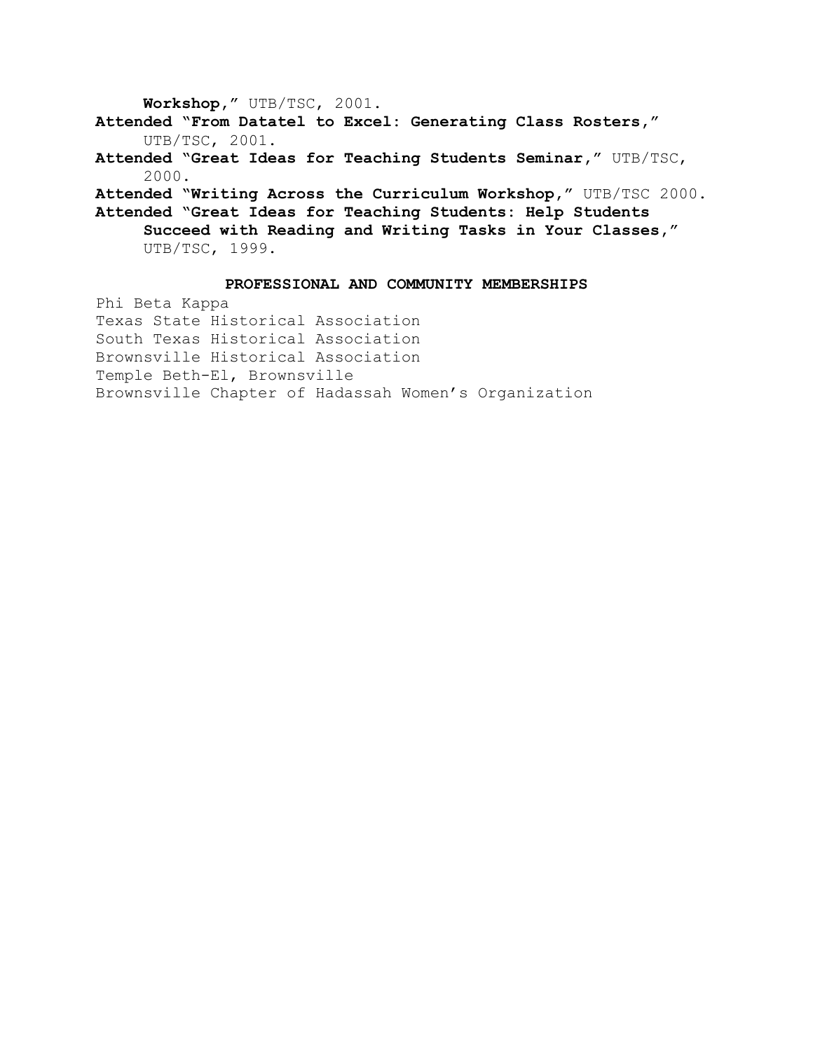**Workshop,"** UTB/TSC, 2001.

**Attended "From Datatel to Excel: Generating Class Rosters,"** UTB/TSC, 2001.

**Attended "Great Ideas for Teaching Students Seminar,"** UTB/TSC, 2000.

**Attended "Writing Across the Curriculum Workshop,"** UTB/TSC 2000.

**Attended "Great Ideas for Teaching Students: Help Students Succeed with Reading and Writing Tasks in Your Classes,"** UTB/TSC, 1999.

## PROFESSIONAL AND COMMUNITY MEMBERSHIPS

Phi Beta Kappa
Texas State Historical Association
South Texas Historical Association
Brownsville Historical Association
Temple Beth-El, Brownsville
Brownsville Chapter of Hadassah Women's Organization